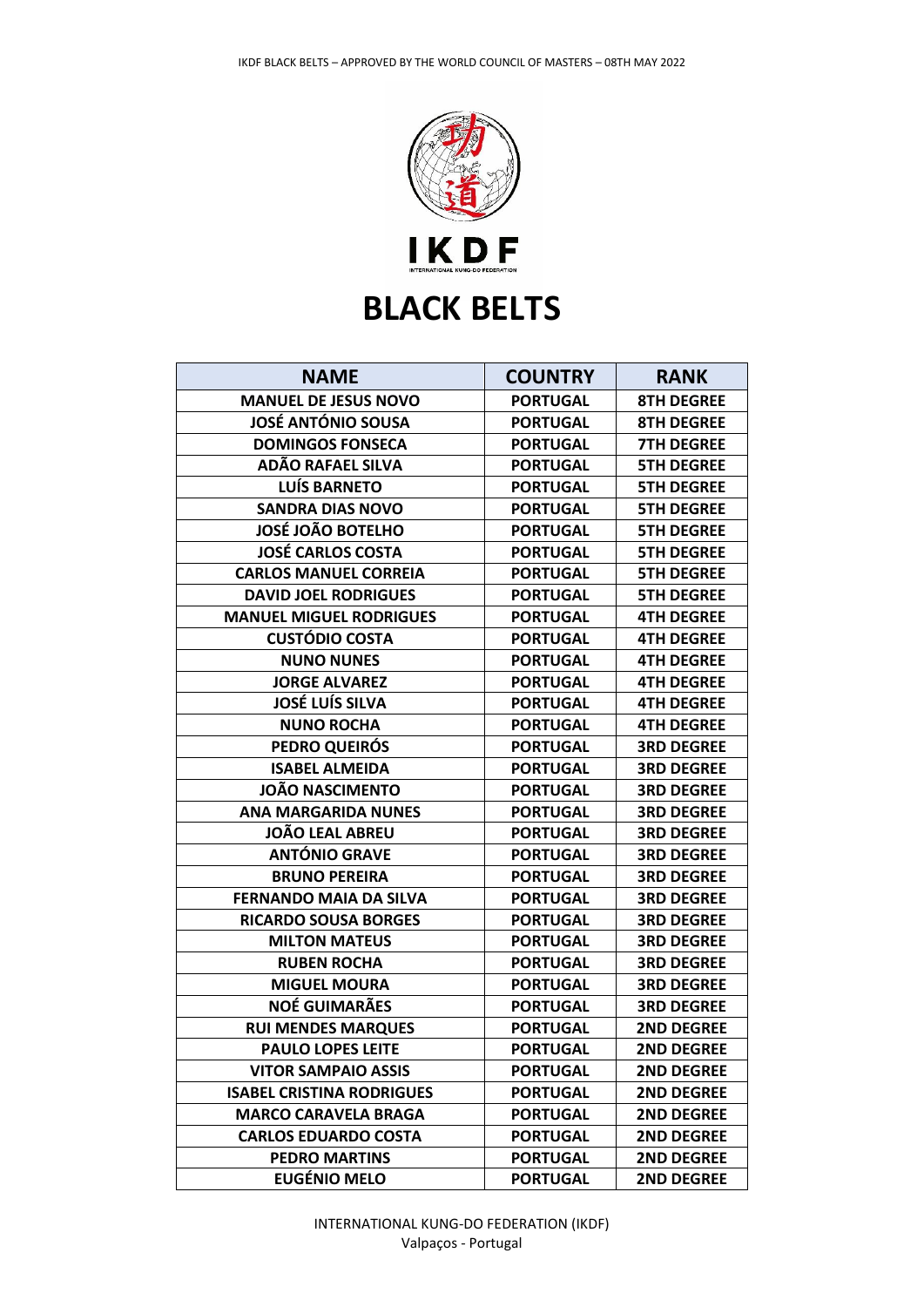IKDF

INTERNATIONAL KUNG-DO FEDERATION

# BLACK BELTS

| NAME | COUNTRY | RANK |
|---|---|---|
| MANUEL DE JESUS NOVO | PORTUGAL | 8TH DEGREE |
| JOSÉ ANTÓNIO SOUSA | PORTUGAL | 8TH DEGREE |
| DOMINGOS FONSECA | PORTUGAL | 7TH DEGREE |
| ADÃO RAFAEL SILVA | PORTUGAL | 5TH DEGREE |
| LUÍS BARNETO | PORTUGAL | 5TH DEGREE |
| SANDRA DIAS NOVO | PORTUGAL | 5TH DEGREE |
| JOSÉ JOÃO BOTELHO | PORTUGAL | 5TH DEGREE |
| JOSÉ CARLOS COSTA | PORTUGAL | 5TH DEGREE |
| CARLOS MANUEL CORREIA | PORTUGAL | 5TH DEGREE |
| DAVID JOEL RODRIGUES | PORTUGAL | 5TH DEGREE |
| MANUEL MIGUEL RODRIGUES | PORTUGAL | 4TH DEGREE |
| CUSTÓDIO COSTA | PORTUGAL | 4TH DEGREE |
| NUNO NUNES | PORTUGAL | 4TH DEGREE |
| JORGE ALVAREZ | PORTUGAL | 4TH DEGREE |
| JOSÉ LUÍS SILVA | PORTUGAL | 4TH DEGREE |
| NUNO ROCHA | PORTUGAL | 4TH DEGREE |
| PEDRO QUEIRÓS | PORTUGAL | 3RD DEGREE |
| ISABEL ALMEIDA | PORTUGAL | 3RD DEGREE |
| JOÃO NASCIMENTO | PORTUGAL | 3RD DEGREE |
| ANA MARGARIDA NUNES | PORTUGAL | 3RD DEGREE |
| JOÃO LEAL ABREU | PORTUGAL | 3RD DEGREE |
| ANTÓNIO GRAVE | PORTUGAL | 3RD DEGREE |
| BRUNO PEREIRA | PORTUGAL | 3RD DEGREE |
| FERNANDO MAIA DA SILVA | PORTUGAL | 3RD DEGREE |
| RICARDO SOUSA BORGES | PORTUGAL | 3RD DEGREE |
| MILTON MATEUS | PORTUGAL | 3RD DEGREE |
| RUBEN ROCHA | PORTUGAL | 3RD DEGREE |
| MIGUEL MOURA | PORTUGAL | 3RD DEGREE |
| NOÉ GUIMARÃES | PORTUGAL | 3RD DEGREE |
| RUI MENDES MARQUES | PORTUGAL | 2ND DEGREE |
| PAULO LOPES LEITE | PORTUGAL | 2ND DEGREE |
| VITOR SAMPAIO ASSIS | PORTUGAL | 2ND DEGREE |
| ISABEL CRISTINA RODRIGUES | PORTUGAL | 2ND DEGREE |
| MARCO CARAVELA BRAGA | PORTUGAL | 2ND DEGREE |
| CARLOS EDUARDO COSTA | PORTUGAL | 2ND DEGREE |
| PEDRO MARTINS | PORTUGAL | 2ND DEGREE |
| EUGÉNIO MELO | PORTUGAL | 2ND DEGREE |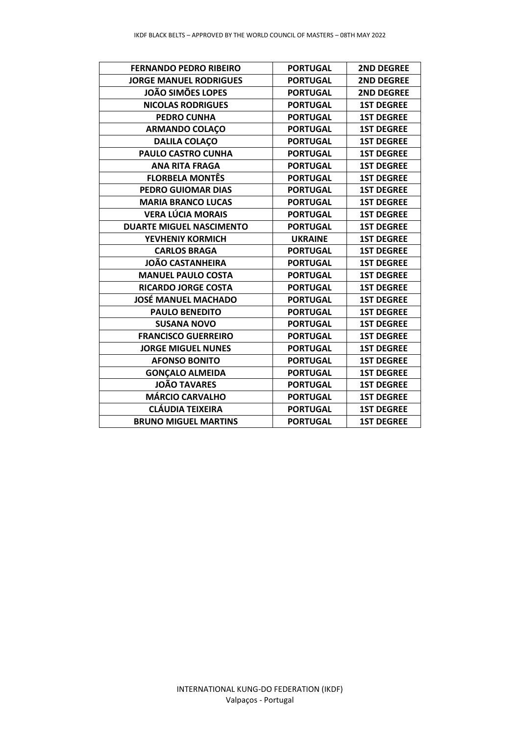| | | |
|---|---|---|
| **FERNANDO PEDRO RIBEIRO** | **PORTUGAL** | **2ND DEGREE** |
| **JORGE MANUEL RODRIGUES** | **PORTUGAL** | **2ND DEGREE** |
| **JOÃO SIMÕES LOPES** | **PORTUGAL** | **2ND DEGREE** |
| **NICOLAS RODRIGUES** | **PORTUGAL** | **1ST DEGREE** |
| **PEDRO CUNHA** | **PORTUGAL** | **1ST DEGREE** |
| **ARMANDO COLAÇO** | **PORTUGAL** | **1ST DEGREE** |
| **DALILA COLAÇO** | **PORTUGAL** | **1ST DEGREE** |
| **PAULO CASTRO CUNHA** | **PORTUGAL** | **1ST DEGREE** |
| **ANA RITA FRAGA** | **PORTUGAL** | **1ST DEGREE** |
| **FLORBELA MONTÊS** | **PORTUGAL** | **1ST DEGREE** |
| **PEDRO GUIOMAR DIAS** | **PORTUGAL** | **1ST DEGREE** |
| **MARIA BRANCO LUCAS** | **PORTUGAL** | **1ST DEGREE** |
| **VERA LÚCIA MORAIS** | **PORTUGAL** | **1ST DEGREE** |
| **DUARTE MIGUEL NASCIMENTO** | **PORTUGAL** | **1ST DEGREE** |
| **YEVHENIY KORMICH** | **UKRAINE** | **1ST DEGREE** |
| **CARLOS BRAGA** | **PORTUGAL** | **1ST DEGREE** |
| **JOÃO CASTANHEIRA** | **PORTUGAL** | **1ST DEGREE** |
| **MANUEL PAULO COSTA** | **PORTUGAL** | **1ST DEGREE** |
| **RICARDO JORGE COSTA** | **PORTUGAL** | **1ST DEGREE** |
| **JOSÉ MANUEL MACHADO** | **PORTUGAL** | **1ST DEGREE** |
| **PAULO BENEDITO** | **PORTUGAL** | **1ST DEGREE** |
| **SUSANA NOVO** | **PORTUGAL** | **1ST DEGREE** |
| **FRANCISCO GUERREIRO** | **PORTUGAL** | **1ST DEGREE** |
| **JORGE MIGUEL NUNES** | **PORTUGAL** | **1ST DEGREE** |
| **AFONSO BONITO** | **PORTUGAL** | **1ST DEGREE** |
| **GONÇALO ALMEIDA** | **PORTUGAL** | **1ST DEGREE** |
| **JOÃO TAVARES** | **PORTUGAL** | **1ST DEGREE** |
| **MÁRCIO CARVALHO** | **PORTUGAL** | **1ST DEGREE** |
| **CLÁUDIA TEIXEIRA** | **PORTUGAL** | **1ST DEGREE** |
| **BRUNO MIGUEL MARTINS** | **PORTUGAL** | **1ST DEGREE** |